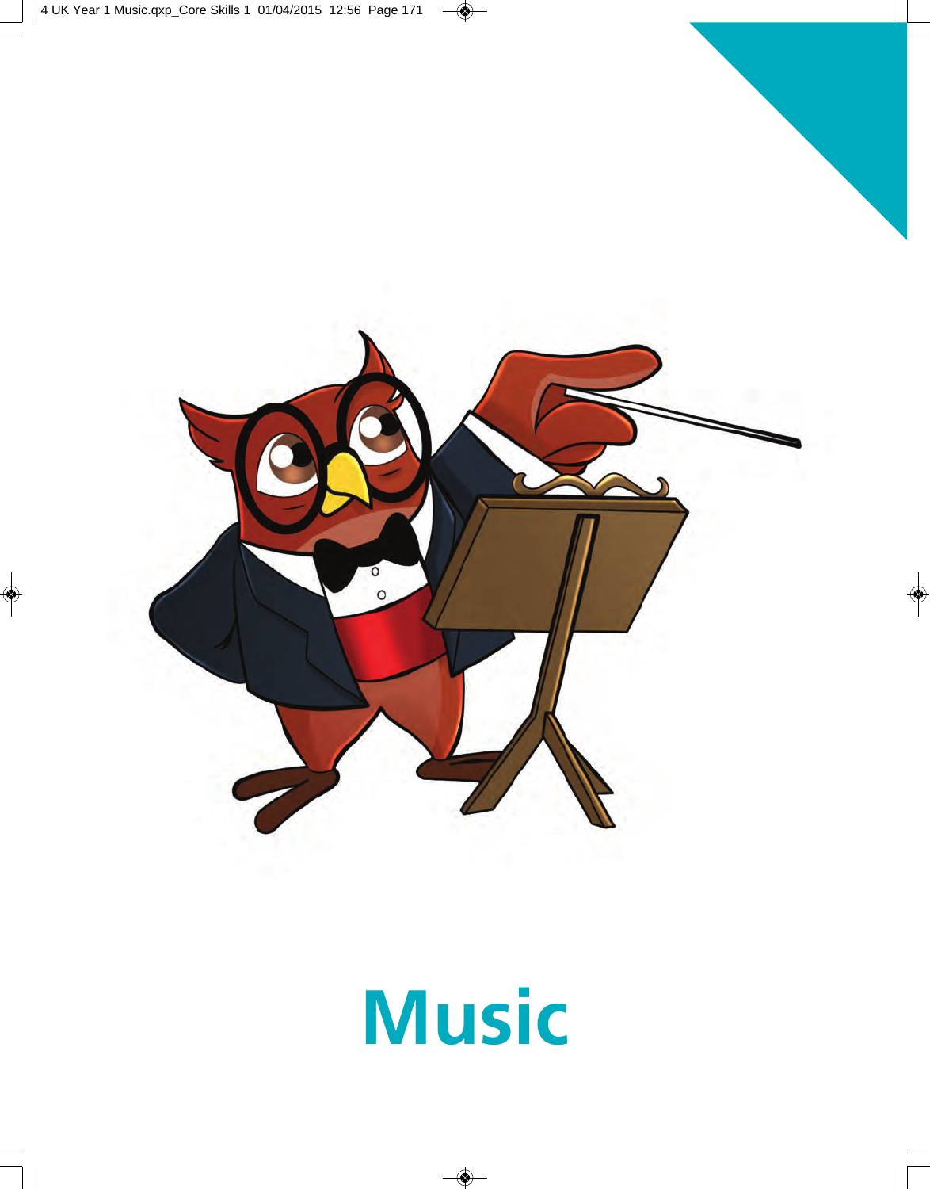# Music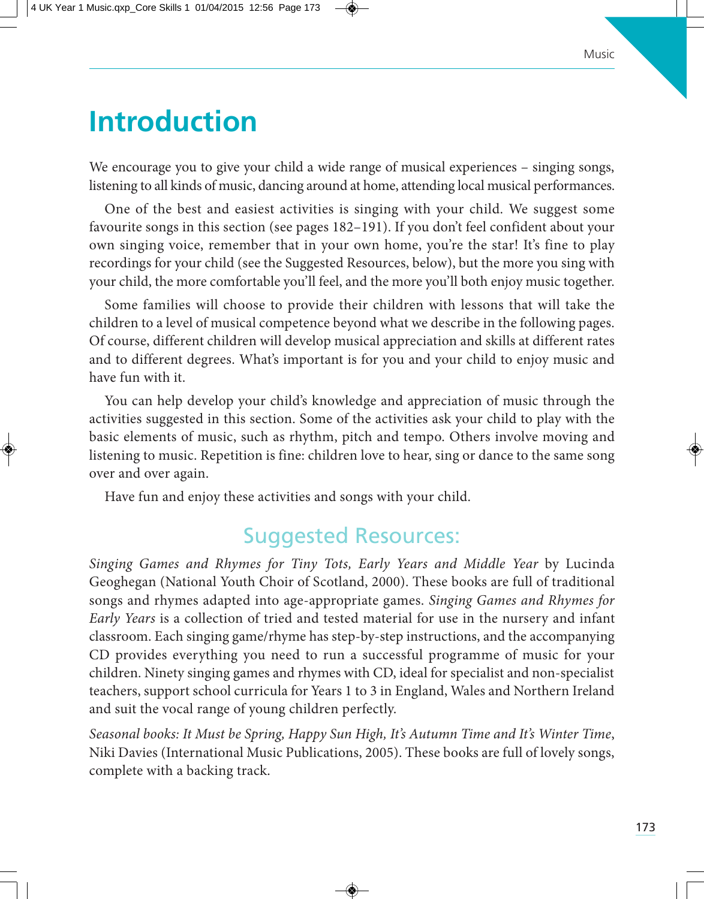# Introduction

We encourage you to give your child a wide range of musical experiences – singing songs, listening to all kinds of music, dancing around at home, attending local musical performances.

One of the best and easiest activities is singing with your child. We suggest some favourite songs in this section (see pages 182–191). If you don't feel confident about your own singing voice, remember that in your own home, you're the star! It's fine to play recordings for your child (see the Suggested Resources, below), but the more you sing with your child, the more comfortable you'll feel, and the more you'll both enjoy music together.

Some families will choose to provide their children with lessons that will take the children to a level of musical competence beyond what we describe in the following pages. Of course, different children will develop musical appreciation and skills at different rates and to different degrees. What's important is for you and your child to enjoy music and have fun with it.

You can help develop your child's knowledge and appreciation of music through the activities suggested in this section. Some of the activities ask your child to play with the basic elements of music, such as rhythm, pitch and tempo. Others involve moving and listening to music. Repetition is fine: children love to hear, sing or dance to the same song over and over again.

Have fun and enjoy these activities and songs with your child.

## Suggested Resources:

*Singing Games and Rhymes for Tiny Tots, Early Years and Middle Year* by Lucinda Geoghegan (National Youth Choir of Scotland, 2000). These books are full of traditional songs and rhymes adapted into age-appropriate games. *Singing Games and Rhymes for Early Years* is a collection of tried and tested material for use in the nursery and infant classroom. Each singing game/rhyme has step-by-step instructions, and the accompanying CD provides everything you need to run a successful programme of music for your children. Ninety singing games and rhymes with CD, ideal for specialist and non-specialist teachers, support school curricula for Years 1 to 3 in England, Wales and Northern Ireland and suit the vocal range of young children perfectly.

*Seasonal books: It Must be Spring, Happy Sun High, It's Autumn Time and It's Winter Time*, Niki Davies (International Music Publications, 2005). These books are full of lovely songs, complete with a backing track.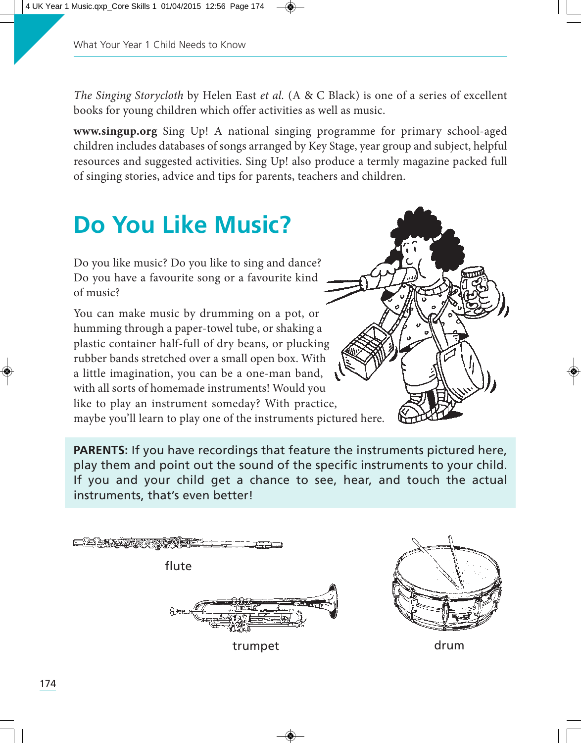*The Singing Storycloth* by Helen East *et al.* (A & C Black) is one of a series of excellent books for young children which offer activities as well as music.

**www.singup.org** Sing Up! A national singing programme for primary school-aged children includes databases of songs arranged by Key Stage, year group and subject, helpful resources and suggested activities. Sing Up! also produce a termly magazine packed full of singing stories, advice and tips for parents, teachers and children.

# Do You Like Music?

Do you like music? Do you like to sing and dance? Do you have a favourite song or a favourite kind of music?

You can make music by drumming on a pot, or humming through a paper-towel tube, or shaking a plastic container half-full of dry beans, or plucking rubber bands stretched over a small open box. With a little imagination, you can be a one-man band, with all sorts of homemade instruments! Would you like to play an instrument someday? With practice, maybe you'll learn to play one of the instruments pictured here.

**PARENTS:** If you have recordings that feature the instruments pictured here, play them and point out the sound of the specific instruments to your child. If you and your child get a chance to see, hear, and touch the actual instruments, that's even better!

flute

trumpet

drum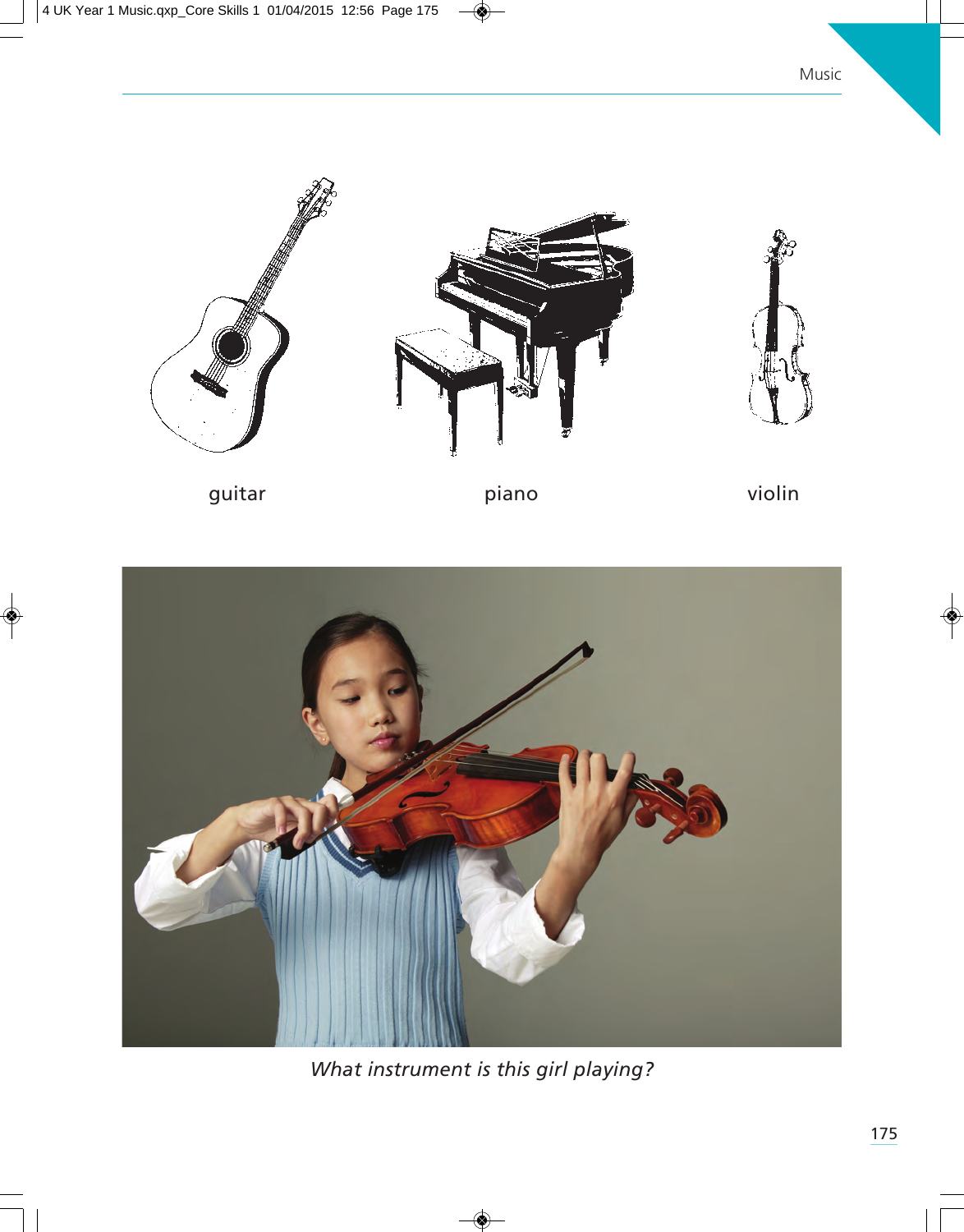guitar

piano

violin

*What instrument is this girl playing?*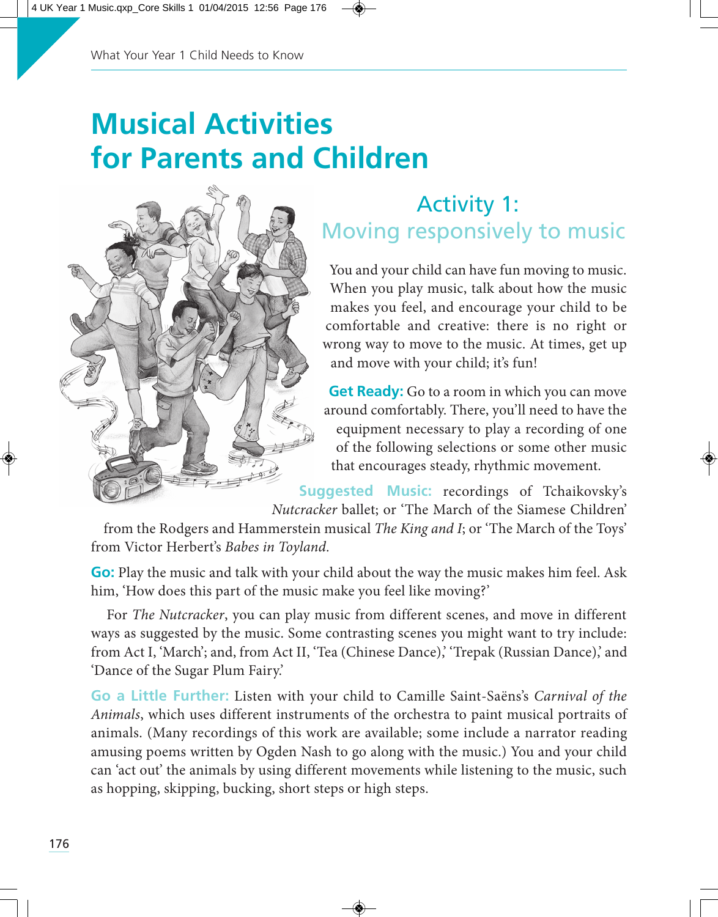# Musical Activities for Parents and Children

## Activity 1: Moving responsively to music

You and your child can have fun moving to music. When you play music, talk about how the music makes you feel, and encourage your child to be comfortable and creative: there is no right or wrong way to move to the music. At times, get up and move with your child; it's fun!

**Get Ready:** Go to a room in which you can move around comfortably. There, you'll need to have the equipment necessary to play a recording of one of the following selections or some other music that encourages steady, rhythmic movement.

**Suggested Music:** recordings of Tchaikovsky's *Nutcracker* ballet; or 'The March of the Siamese Children' from the Rodgers and Hammerstein musical *The King and I*; or 'The March of the Toys' from Victor Herbert's *Babes in Toyland*.

**Go:** Play the music and talk with your child about the way the music makes him feel. Ask him, 'How does this part of the music make you feel like moving?'

For *The Nutcracker*, you can play music from different scenes, and move in different ways as suggested by the music. Some contrasting scenes you might want to try include: from Act I, 'March'; and, from Act II, 'Tea (Chinese Dance),' 'Trepak (Russian Dance),' and 'Dance of the Sugar Plum Fairy.'

**Go a Little Further:** Listen with your child to Camille Saint-Saëns's *Carnival of the Animals*, which uses different instruments of the orchestra to paint musical portraits of animals. (Many recordings of this work are available; some include a narrator reading amusing poems written by Ogden Nash to go along with the music.) You and your child can 'act out' the animals by using different movements while listening to the music, such as hopping, skipping, bucking, short steps or high steps.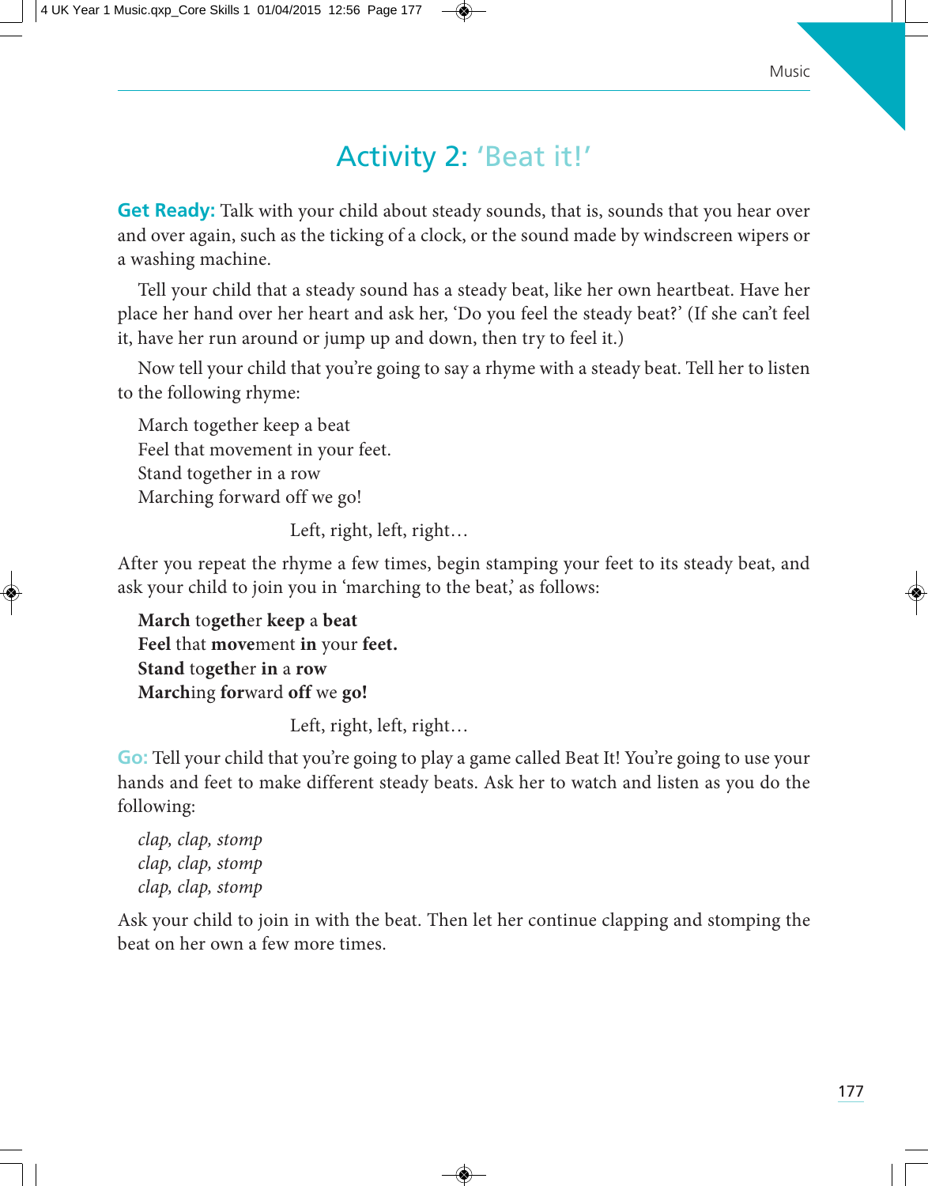# Activity 2: 'Beat it!'

**Get Ready:** Talk with your child about steady sounds, that is, sounds that you hear over and over again, such as the ticking of a clock, or the sound made by windscreen wipers or a washing machine.

Tell your child that a steady sound has a steady beat, like her own heartbeat. Have her place her hand over her heart and ask her, 'Do you feel the steady beat?' (If she can't feel it, have her run around or jump up and down, then try to feel it.)

Now tell your child that you're going to say a rhyme with a steady beat. Tell her to listen to the following rhyme:

March together keep a beat
Feel that movement in your feet.
Stand together in a row
Marching forward off we go!

Left, right, left, right…

After you repeat the rhyme a few times, begin stamping your feet to its steady beat, and ask your child to join you in 'marching to the beat,' as follows:

**March** to**geth**er **keep** a **beat**
**Feel** that **move**ment **in** your **feet.**
**Stand** to**geth**er **in** a **row**
**March**ing **for**ward **off** we **go!**

Left, right, left, right…

**Go:** Tell your child that you're going to play a game called Beat It! You're going to use your hands and feet to make different steady beats. Ask her to watch and listen as you do the following:

*clap, clap, stomp*
*clap, clap, stomp*
*clap, clap, stomp*

Ask your child to join in with the beat. Then let her continue clapping and stomping the beat on her own a few more times.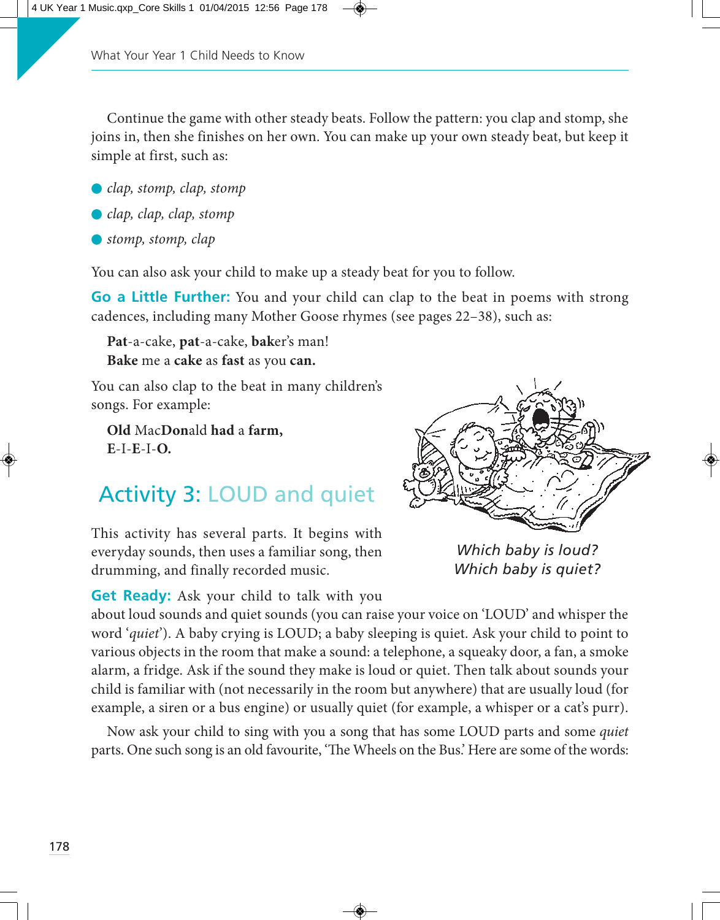Continue the game with other steady beats. Follow the pattern: you clap and stomp, she joins in, then she finishes on her own. You can make up your own steady beat, but keep it simple at first, such as:

- *clap, stomp, clap, stomp*
- *clap, clap, clap, stomp*
- *stomp, stomp, clap*

You can also ask your child to make up a steady beat for you to follow.

**Go a Little Further:** You and your child can clap to the beat in poems with strong cadences, including many Mother Goose rhymes (see pages 22–38), such as:

> **Pat**-a-cake, **pat**-a-cake, **bak**er's man!
> **Bake** me a **cake** as **fast** as you **can.**

You can also clap to the beat in many children's songs. For example:

> **Old** Mac**Don**ald **had** a **farm,**
> **E**-I-**E**-I-**O.**

## Activity 3: LOUD and quiet

*Which baby is loud?*
*Which baby is quiet?*

This activity has several parts. It begins with everyday sounds, then uses a familiar song, then drumming, and finally recorded music.

**Get Ready:** Ask your child to talk with you about loud sounds and quiet sounds (you can raise your voice on 'LOUD' and whisper the word '*quiet*'). A baby crying is LOUD; a baby sleeping is quiet. Ask your child to point to various objects in the room that make a sound: a telephone, a squeaky door, a fan, a smoke alarm, a fridge. Ask if the sound they make is loud or quiet. Then talk about sounds your child is familiar with (not necessarily in the room but anywhere) that are usually loud (for example, a siren or a bus engine) or usually quiet (for example, a whisper or a cat's purr).

Now ask your child to sing with you a song that has some LOUD parts and some *quiet* parts. One such song is an old favourite, 'The Wheels on the Bus.' Here are some of the words: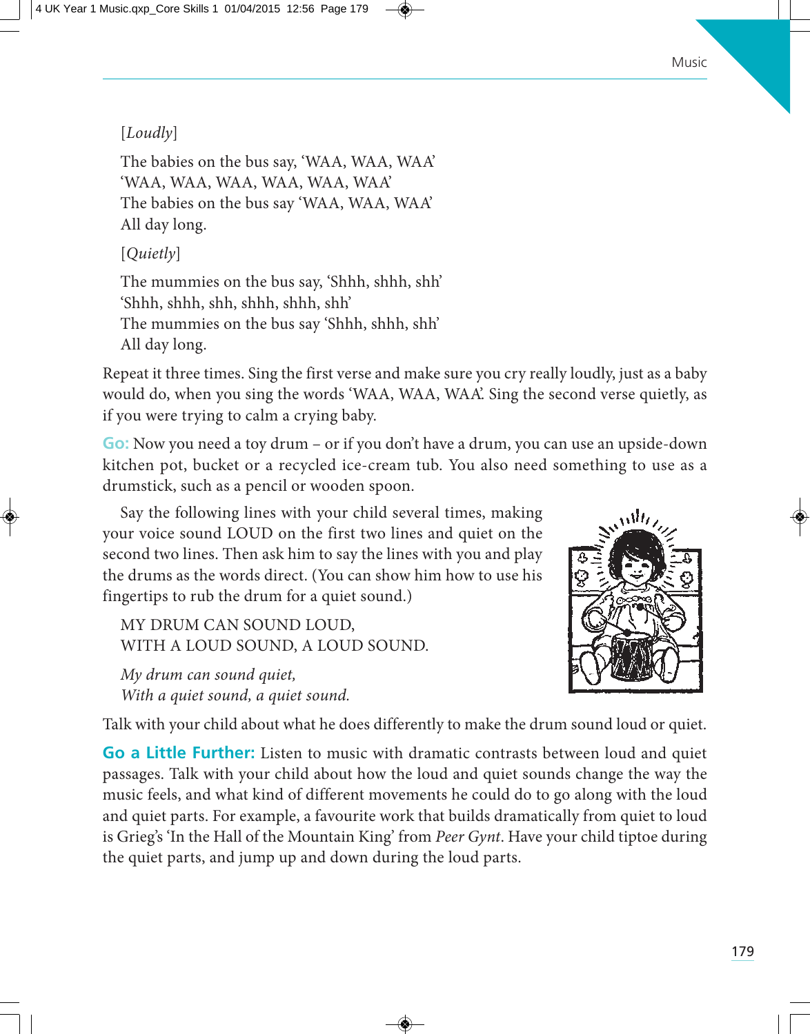[*Loudly*]

The babies on the bus say, 'WAA, WAA, WAA'
'WAA, WAA, WAA, WAA, WAA, WAA'
The babies on the bus say 'WAA, WAA, WAA'
All day long.

[*Quietly*]

The mummies on the bus say, 'Shhh, shhh, shh'
'Shhh, shhh, shh, shhh, shhh, shh'
The mummies on the bus say 'Shhh, shhh, shh'
All day long.

Repeat it three times. Sing the first verse and make sure you cry really loudly, just as a baby would do, when you sing the words 'WAA, WAA, WAA'. Sing the second verse quietly, as if you were trying to calm a crying baby.

**Go:** Now you need a toy drum – or if you don't have a drum, you can use an upside-down kitchen pot, bucket or a recycled ice-cream tub. You also need something to use as a drumstick, such as a pencil or wooden spoon.

Say the following lines with your child several times, making your voice sound LOUD on the first two lines and quiet on the second two lines. Then ask him to say the lines with you and play the drums as the words direct. (You can show him how to use his fingertips to rub the drum for a quiet sound.)

MY DRUM CAN SOUND LOUD,
WITH A LOUD SOUND, A LOUD SOUND.

*My drum can sound quiet,*
*With a quiet sound, a quiet sound.*

Talk with your child about what he does differently to make the drum sound loud or quiet.

**Go a Little Further:** Listen to music with dramatic contrasts between loud and quiet passages. Talk with your child about how the loud and quiet sounds change the way the music feels, and what kind of different movements he could do to go along with the loud and quiet parts. For example, a favourite work that builds dramatically from quiet to loud is Grieg's 'In the Hall of the Mountain King' from *Peer Gynt*. Have your child tiptoe during the quiet parts, and jump up and down during the loud parts.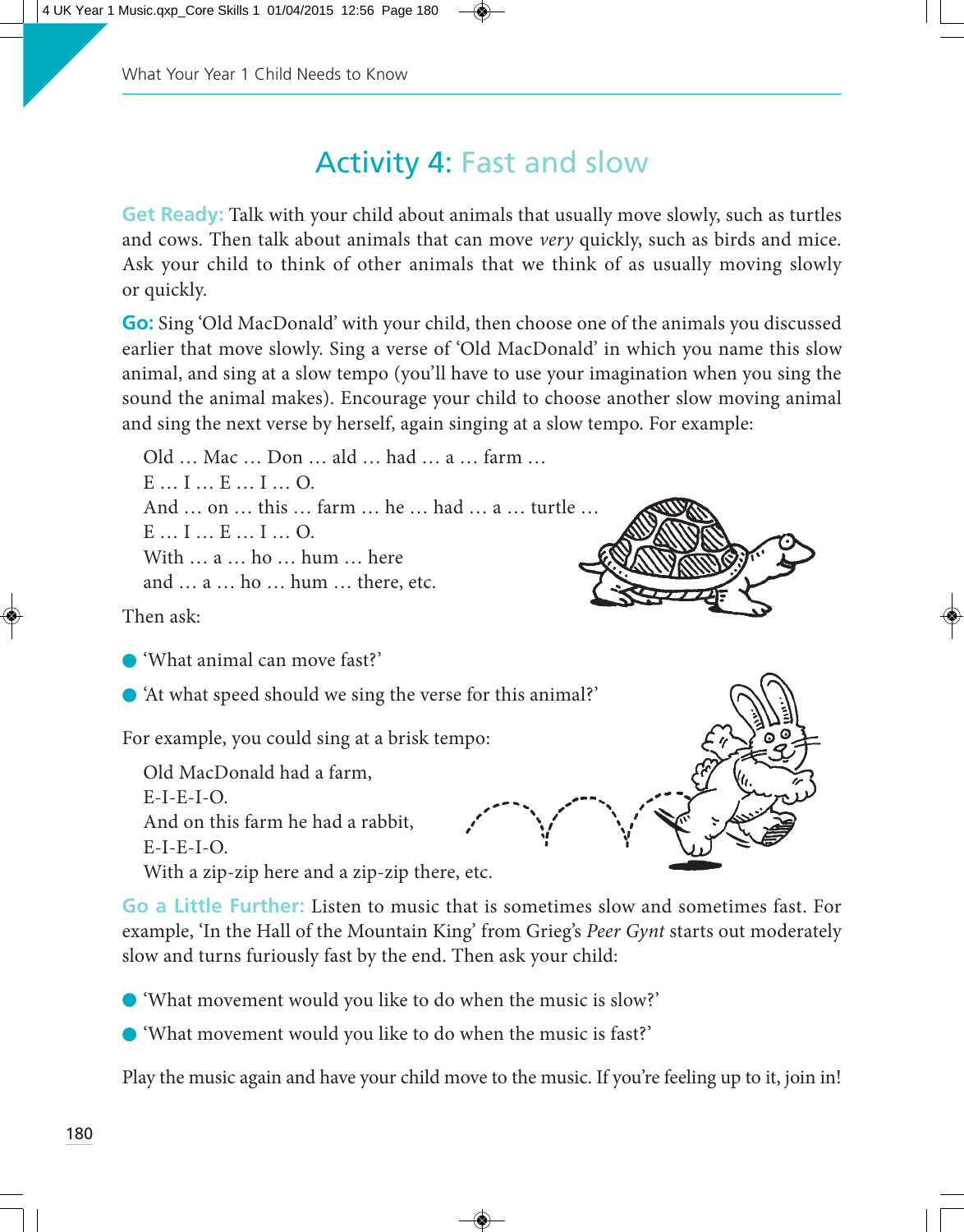# Activity 4: Fast and slow

**Get Ready:** Talk with your child about animals that usually move slowly, such as turtles and cows. Then talk about animals that can move *very* quickly, such as birds and mice. Ask your child to think of other animals that we think of as usually moving slowly or quickly.

**Go:** Sing 'Old MacDonald' with your child, then choose one of the animals you discussed earlier that move slowly. Sing a verse of 'Old MacDonald' in which you name this slow animal, and sing at a slow tempo (you'll have to use your imagination when you sing the sound the animal makes). Encourage your child to choose another slow moving animal and sing the next verse by herself, again singing at a slow tempo. For example:

> Old … Mac … Don … ald … had … a … farm …
> E … I … E … I … O.
> And … on … this … farm … he … had … a … turtle …
> E … I … E … I … O.
> With … a … ho … hum … here
> and … a … ho … hum … there, etc.

Then ask:

- 'What animal can move fast?'
- 'At what speed should we sing the verse for this animal?'

For example, you could sing at a brisk tempo:

> Old MacDonald had a farm,
> E-I-E-I-O.
> And on this farm he had a rabbit,
> E-I-E-I-O.
> With a zip-zip here and a zip-zip there, etc.

**Go a Little Further:** Listen to music that is sometimes slow and sometimes fast. For example, 'In the Hall of the Mountain King' from Grieg's *Peer Gynt* starts out moderately slow and turns furiously fast by the end. Then ask your child:

- 'What movement would you like to do when the music is slow?'
- 'What movement would you like to do when the music is fast?'

Play the music again and have your child move to the music. If you're feeling up to it, join in!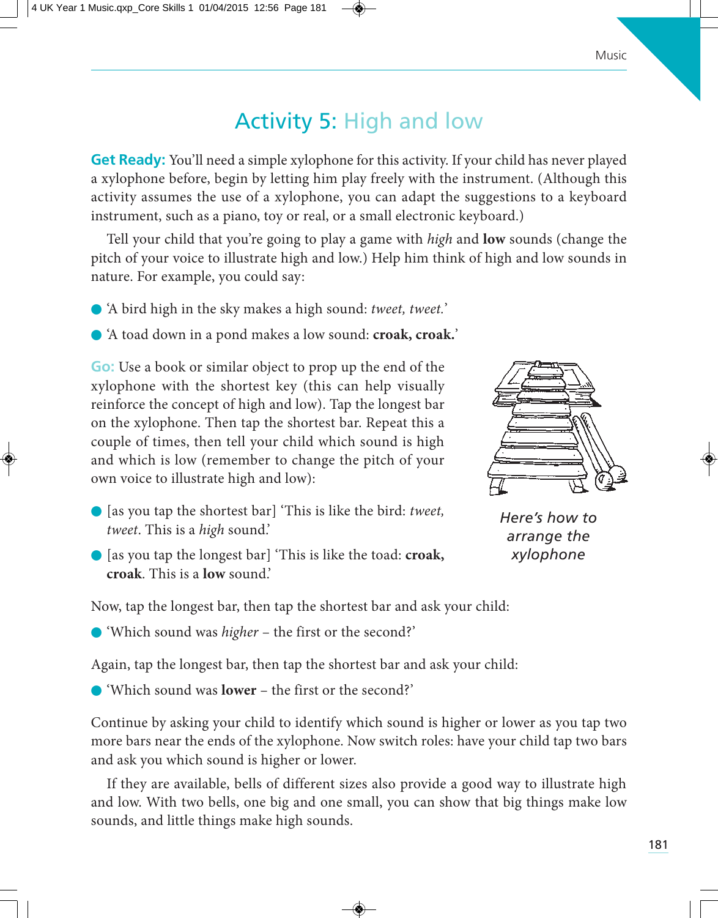# Activity 5: High and low

**Get Ready:** You'll need a simple xylophone for this activity. If your child has never played a xylophone before, begin by letting him play freely with the instrument. (Although this activity assumes the use of a xylophone, you can adapt the suggestions to a keyboard instrument, such as a piano, toy or real, or a small electronic keyboard.)

Tell your child that you're going to play a game with *high* and **low** sounds (change the pitch of your voice to illustrate high and low.) Help him think of high and low sounds in nature. For example, you could say:

- 'A bird high in the sky makes a high sound: *tweet, tweet.*'
- 'A toad down in a pond makes a low sound: **croak, croak.**'

**Go:** Use a book or similar object to prop up the end of the xylophone with the shortest key (this can help visually reinforce the concept of high and low). Tap the longest bar on the xylophone. Then tap the shortest bar. Repeat this a couple of times, then tell your child which sound is high and which is low (remember to change the pitch of your own voice to illustrate high and low):

- [as you tap the shortest bar] 'This is like the bird: *tweet, tweet*. This is a *high* sound.'
- [as you tap the longest bar] 'This is like the toad: **croak, croak**. This is a **low** sound.'

*Here's how to arrange the xylophone*

Now, tap the longest bar, then tap the shortest bar and ask your child:

- 'Which sound was *higher* – the first or the second?'

Again, tap the longest bar, then tap the shortest bar and ask your child:

- 'Which sound was **lower** – the first or the second?'

Continue by asking your child to identify which sound is higher or lower as you tap two more bars near the ends of the xylophone. Now switch roles: have your child tap two bars and ask you which sound is higher or lower.

If they are available, bells of different sizes also provide a good way to illustrate high and low. With two bells, one big and one small, you can show that big things make low sounds, and little things make high sounds.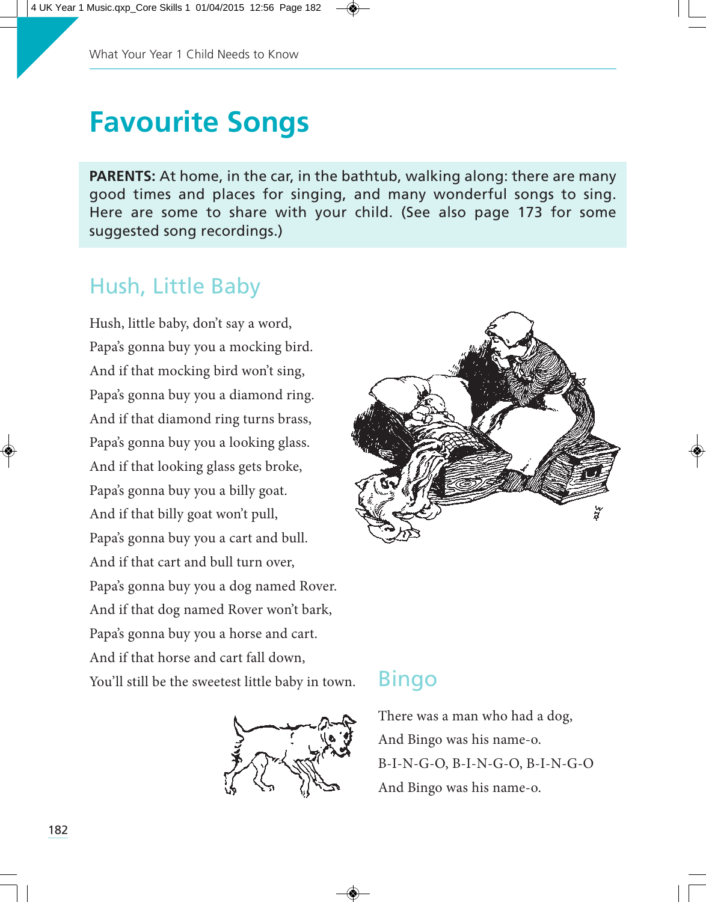# Favourite Songs

**PARENTS:** At home, in the car, in the bathtub, walking along: there are many good times and places for singing, and many wonderful songs to sing. Here are some to share with your child. (See also page 173 for some suggested song recordings.)

## Hush, Little Baby

Hush, little baby, don't say a word,
Papa's gonna buy you a mocking bird.
And if that mocking bird won't sing,
Papa's gonna buy you a diamond ring.
And if that diamond ring turns brass,
Papa's gonna buy you a looking glass.
And if that looking glass gets broke,
Papa's gonna buy you a billy goat.
And if that billy goat won't pull,
Papa's gonna buy you a cart and bull.
And if that cart and bull turn over,
Papa's gonna buy you a dog named Rover.
And if that dog named Rover won't bark,
Papa's gonna buy you a horse and cart.
And if that horse and cart fall down,
You'll still be the sweetest little baby in town.

## Bingo

There was a man who had a dog,
And Bingo was his name-o.
B-I-N-G-O, B-I-N-G-O, B-I-N-G-O
And Bingo was his name-o.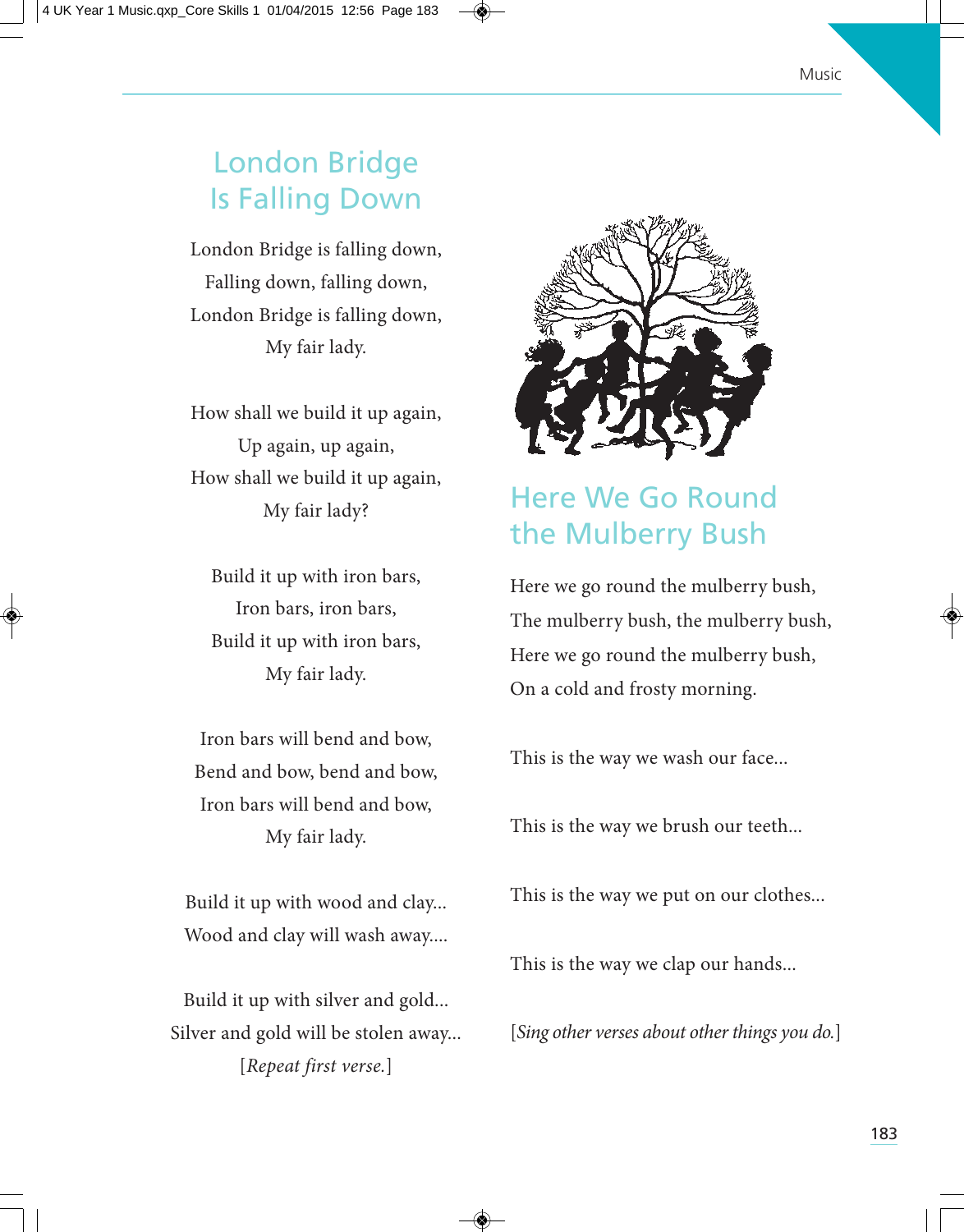## London Bridge Is Falling Down

London Bridge is falling down,
Falling down, falling down,
London Bridge is falling down,
My fair lady.

How shall we build it up again,
Up again, up again,
How shall we build it up again,
My fair lady?

Build it up with iron bars,
Iron bars, iron bars,
Build it up with iron bars,
My fair lady.

Iron bars will bend and bow,
Bend and bow, bend and bow,
Iron bars will bend and bow,
My fair lady.

Build it up with wood and clay...
Wood and clay will wash away....

Build it up with silver and gold...
Silver and gold will be stolen away...
[*Repeat first verse.*]

## Here We Go Round the Mulberry Bush

Here we go round the mulberry bush,
The mulberry bush, the mulberry bush,
Here we go round the mulberry bush,
On a cold and frosty morning.

This is the way we wash our face...

This is the way we brush our teeth...

This is the way we put on our clothes...

This is the way we clap our hands...

[*Sing other verses about other things you do.*]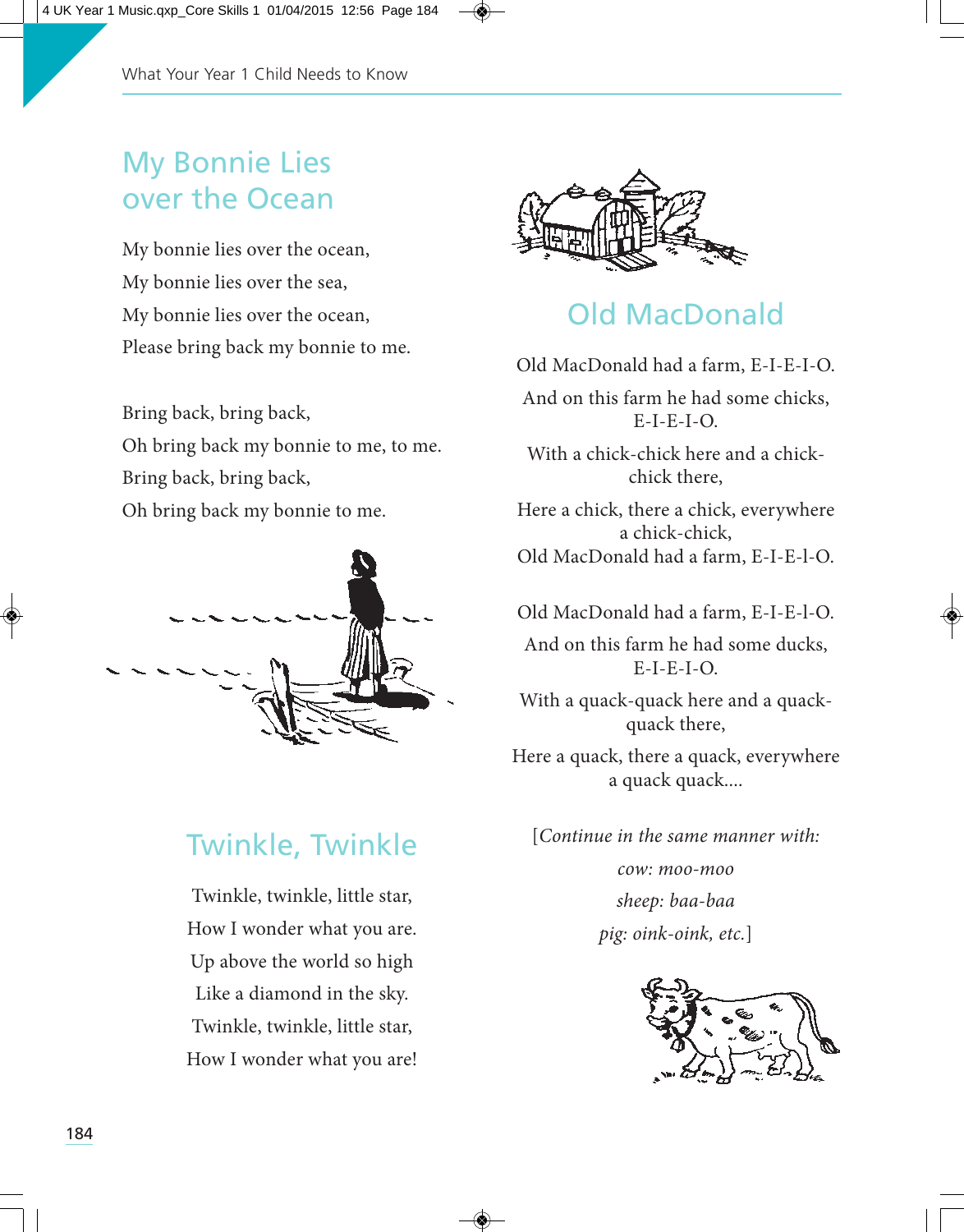## My Bonnie Lies over the Ocean

My bonnie lies over the ocean,
My bonnie lies over the sea,
My bonnie lies over the ocean,
Please bring back my bonnie to me.

Bring back, bring back,
Oh bring back my bonnie to me, to me.
Bring back, bring back,
Oh bring back my bonnie to me.

## Twinkle, Twinkle

Twinkle, twinkle, little star,
How I wonder what you are.
Up above the world so high
Like a diamond in the sky.
Twinkle, twinkle, little star,
How I wonder what you are!

## Old MacDonald

Old MacDonald had a farm, E-I-E-I-O.
And on this farm he had some chicks, E-I-E-I-O.
With a chick-chick here and a chick-chick there,
Here a chick, there a chick, everywhere a chick-chick,
Old MacDonald had a farm, E-I-E-l-O.

Old MacDonald had a farm, E-I-E-l-O.
And on this farm he had some ducks, E-I-E-I-O.
With a quack-quack here and a quack-quack there,
Here a quack, there a quack, everywhere a quack quack....

[*Continue in the same manner with:*
*cow: moo-moo*
*sheep: baa-baa*
*pig: oink-oink, etc.*]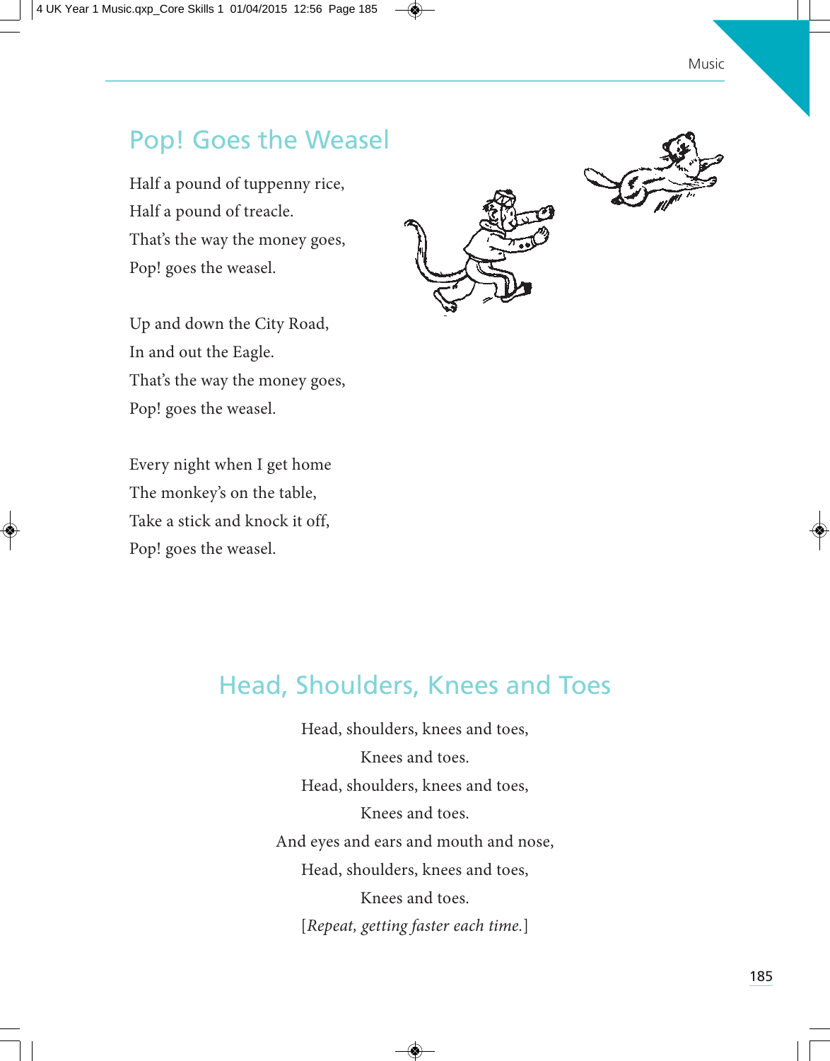## Pop! Goes the Weasel

Half a pound of tuppenny rice,
Half a pound of treacle.
That's the way the money goes,
Pop! goes the weasel.

Up and down the City Road,
In and out the Eagle.
That's the way the money goes,
Pop! goes the weasel.

Every night when I get home
The monkey's on the table,
Take a stick and knock it off,
Pop! goes the weasel.

## Head, Shoulders, Knees and Toes

Head, shoulders, knees and toes,
Knees and toes.
Head, shoulders, knees and toes,
Knees and toes.
And eyes and ears and mouth and nose,
Head, shoulders, knees and toes,
Knees and toes.
[*Repeat, getting faster each time.*]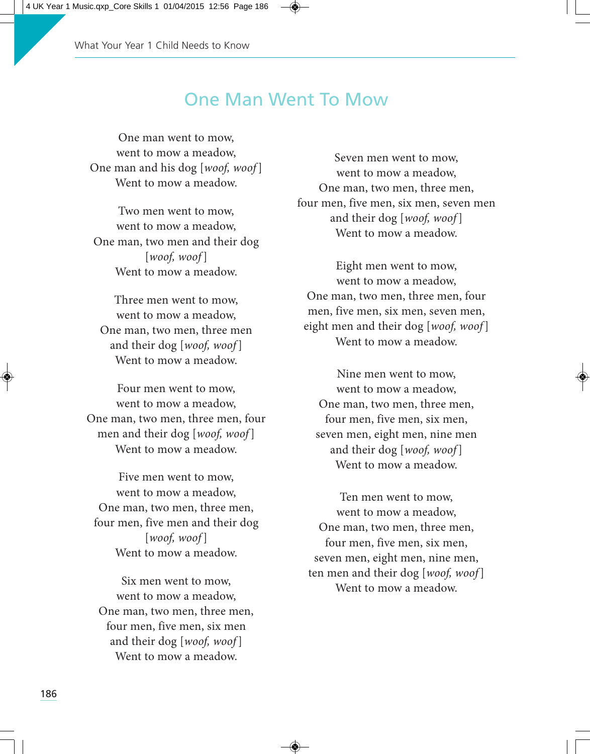# One Man Went To Mow

One man went to mow,
went to mow a meadow,
One man and his dog [*woof, woof*]
Went to mow a meadow.

Two men went to mow,
went to mow a meadow,
One man, two men and their dog
[*woof, woof*]
Went to mow a meadow.

Three men went to mow,
went to mow a meadow,
One man, two men, three men
and their dog [*woof, woof*]
Went to mow a meadow.

Four men went to mow,
went to mow a meadow,
One man, two men, three men, four
men and their dog [*woof, woof*]
Went to mow a meadow.

Five men went to mow,
went to mow a meadow,
One man, two men, three men,
four men, five men and their dog
[*woof, woof*]
Went to mow a meadow.

Six men went to mow,
went to mow a meadow,
One man, two men, three men,
four men, five men, six men
and their dog [*woof, woof*]
Went to mow a meadow.

Seven men went to mow,
went to mow a meadow,
One man, two men, three men,
four men, five men, six men, seven men
and their dog [*woof, woof*]
Went to mow a meadow.

Eight men went to mow,
went to mow a meadow,
One man, two men, three men, four
men, five men, six men, seven men,
eight men and their dog [*woof, woof*]
Went to mow a meadow.

Nine men went to mow,
went to mow a meadow,
One man, two men, three men,
four men, five men, six men,
seven men, eight men, nine men
and their dog [*woof, woof*]
Went to mow a meadow.

Ten men went to mow,
went to mow a meadow,
One man, two men, three men,
four men, five men, six men,
seven men, eight men, nine men,
ten men and their dog [*woof, woof*]
Went to mow a meadow.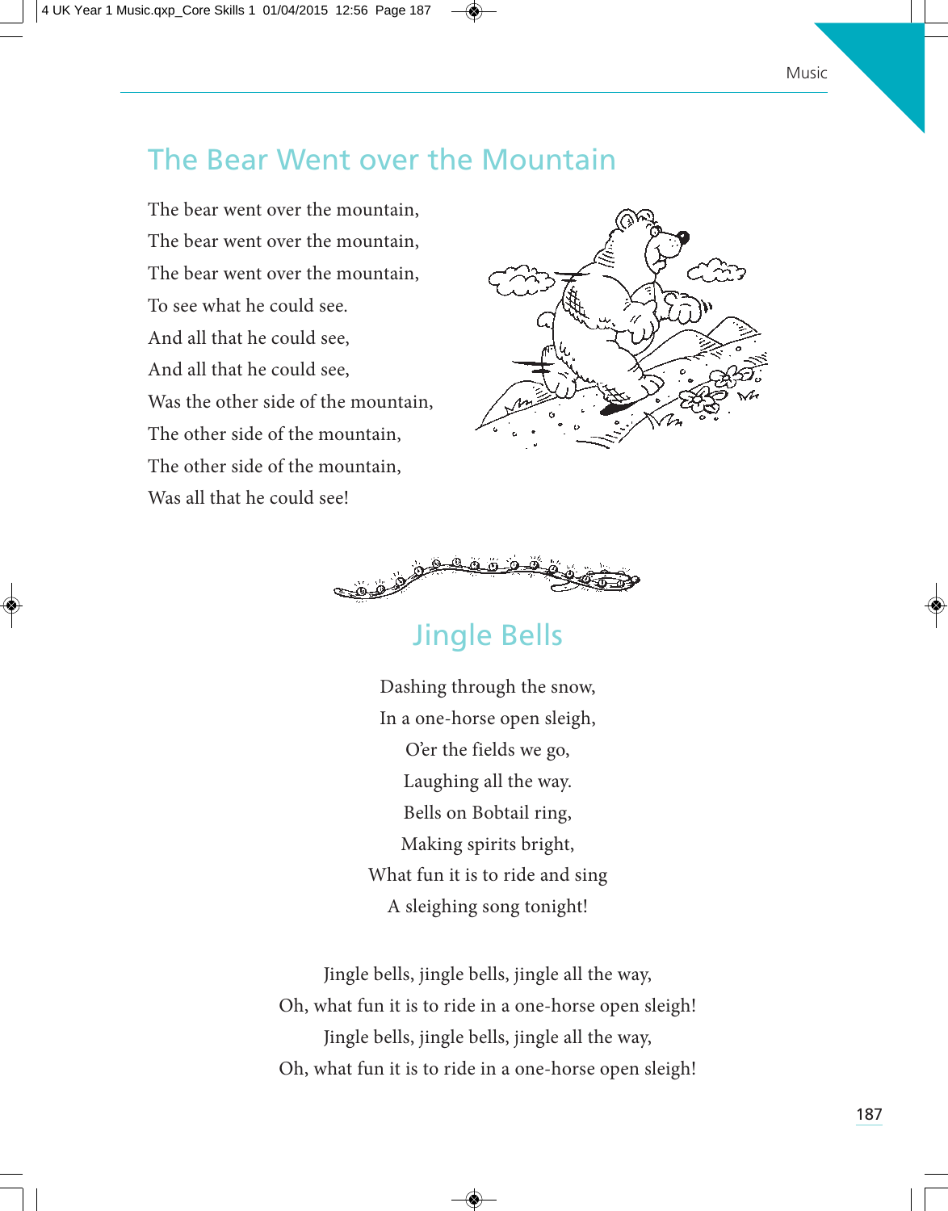## The Bear Went over the Mountain

The bear went over the mountain,
The bear went over the mountain,
The bear went over the mountain,
To see what he could see.
And all that he could see,
And all that he could see,
Was the other side of the mountain,
The other side of the mountain,
The other side of the mountain,
Was all that he could see!

## Jingle Bells

Dashing through the snow,
In a one-horse open sleigh,
O'er the fields we go,
Laughing all the way.
Bells on Bobtail ring,
Making spirits bright,
What fun it is to ride and sing
A sleighing song tonight!

Jingle bells, jingle bells, jingle all the way,
Oh, what fun it is to ride in a one-horse open sleigh!
Jingle bells, jingle bells, jingle all the way,
Oh, what fun it is to ride in a one-horse open sleigh!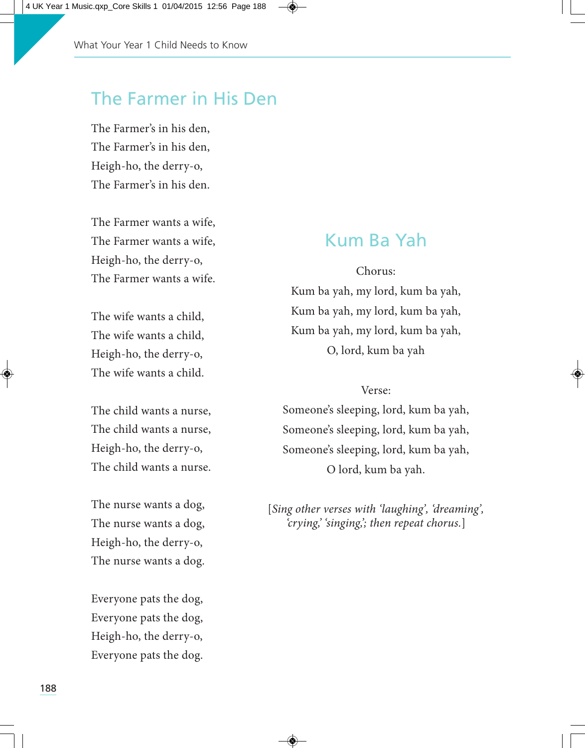## The Farmer in His Den

The Farmer's in his den,
The Farmer's in his den,
Heigh-ho, the derry-o,
The Farmer's in his den.

The Farmer wants a wife,
The Farmer wants a wife,
Heigh-ho, the derry-o,
The Farmer wants a wife.

The wife wants a child,
The wife wants a child,
Heigh-ho, the derry-o,
The wife wants a child.

The child wants a nurse,
The child wants a nurse,
Heigh-ho, the derry-o,
The child wants a nurse.

The nurse wants a dog,
The nurse wants a dog,
Heigh-ho, the derry-o,
The nurse wants a dog.

Everyone pats the dog,
Everyone pats the dog,
Heigh-ho, the derry-o,
Everyone pats the dog.

## Kum Ba Yah

Chorus:
Kum ba yah, my lord, kum ba yah,
Kum ba yah, my lord, kum ba yah,
Kum ba yah, my lord, kum ba yah,
O, lord, kum ba yah

Verse:
Someone's sleeping, lord, kum ba yah,
Someone's sleeping, lord, kum ba yah,
Someone's sleeping, lord, kum ba yah,
O lord, kum ba yah.

[*Sing other verses with 'laughing', 'dreaming', 'crying,' 'singing,'; then repeat chorus.*]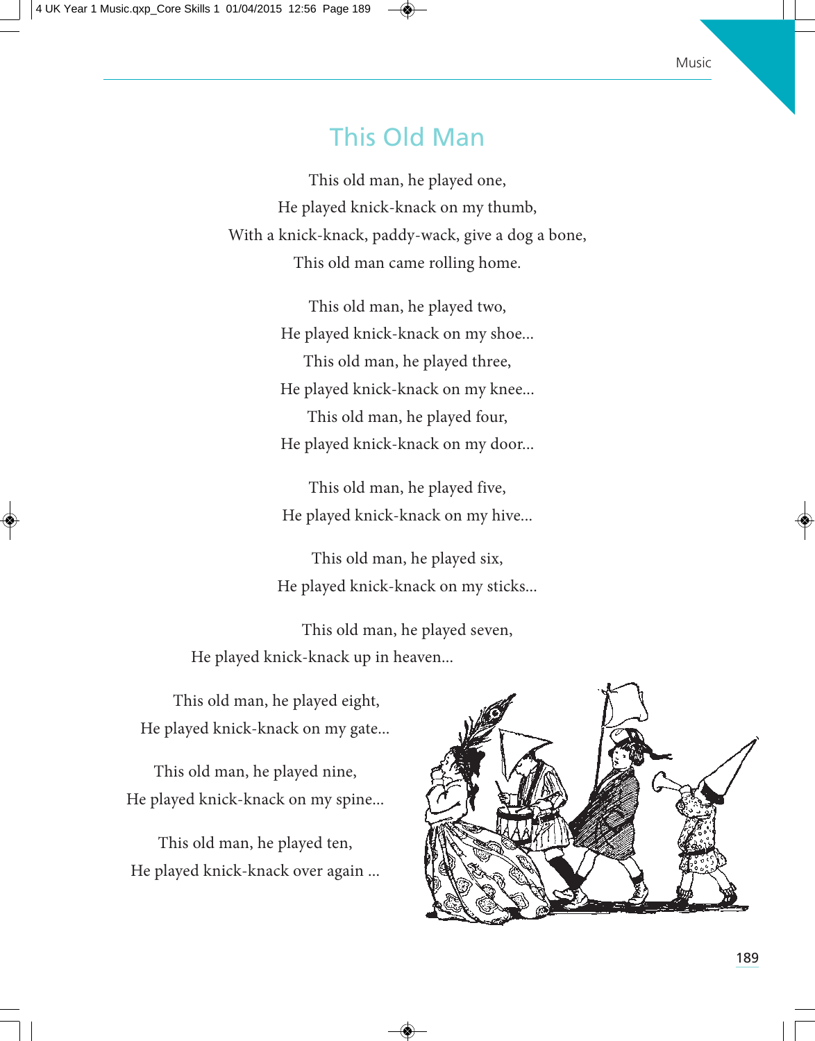# This Old Man

This old man, he played one,
He played knick-knack on my thumb,
With a knick-knack, paddy-wack, give a dog a bone,
This old man came rolling home.

This old man, he played two,
He played knick-knack on my shoe...
This old man, he played three,
He played knick-knack on my knee...
This old man, he played four,
He played knick-knack on my door...

This old man, he played five,
He played knick-knack on my hive...

This old man, he played six,
He played knick-knack on my sticks...

This old man, he played seven,
He played knick-knack up in heaven...

This old man, he played eight,
He played knick-knack on my gate...

This old man, he played nine,
He played knick-knack on my spine...

This old man, he played ten,
He played knick-knack over again ...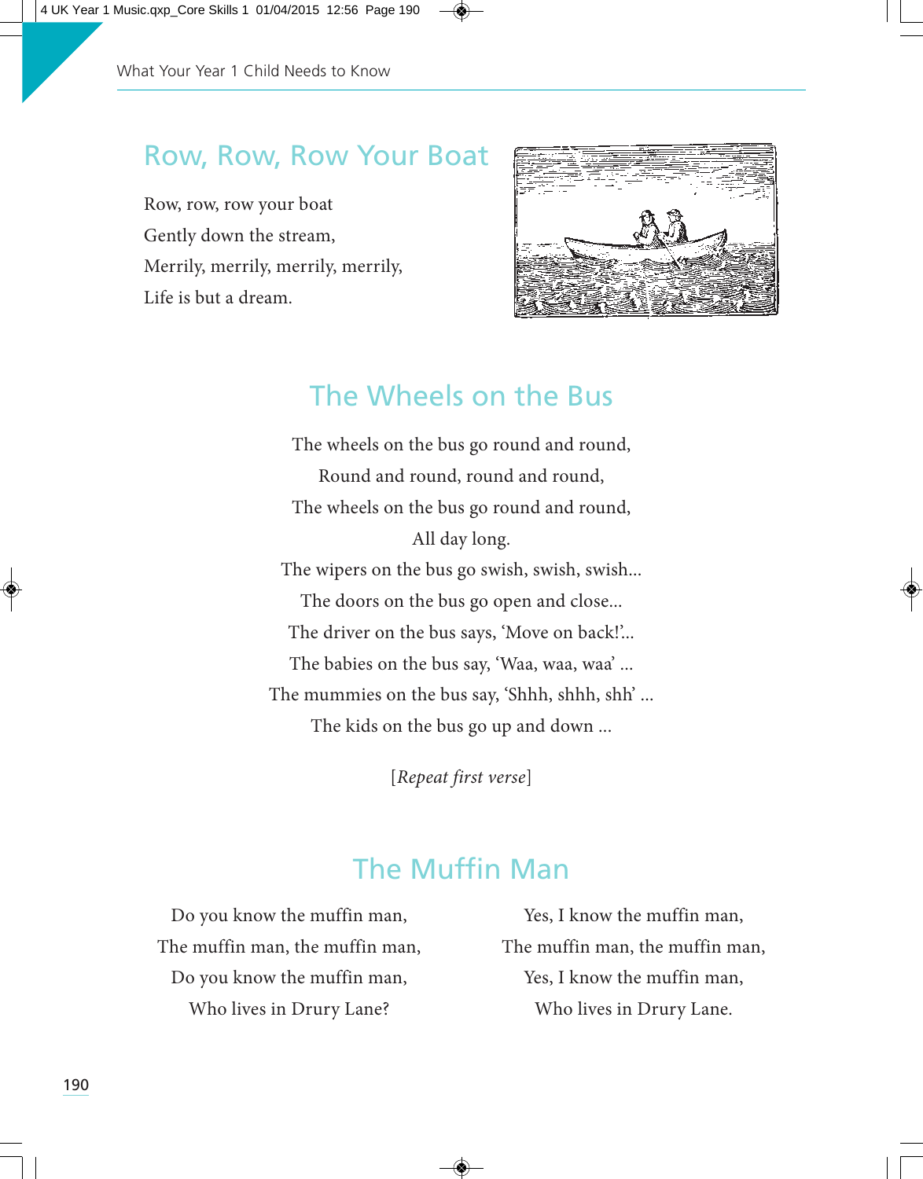## Row, Row, Row Your Boat

Row, row, row your boat
Gently down the stream,
Merrily, merrily, merrily, merrily,
Life is but a dream.

## The Wheels on the Bus

The wheels on the bus go round and round,
Round and round, round and round,
The wheels on the bus go round and round,
All day long.
The wipers on the bus go swish, swish, swish...
The doors on the bus go open and close...
The driver on the bus says, 'Move on back!'...
The babies on the bus say, 'Waa, waa, waa' ...
The mummies on the bus say, 'Shhh, shhh, shh' ...
The kids on the bus go up and down ...

[*Repeat first verse*]

## The Muffin Man

Do you know the muffin man,
The muffin man, the muffin man,
Do you know the muffin man,
Who lives in Drury Lane?

Yes, I know the muffin man,
The muffin man, the muffin man,
Yes, I know the muffin man,
Who lives in Drury Lane.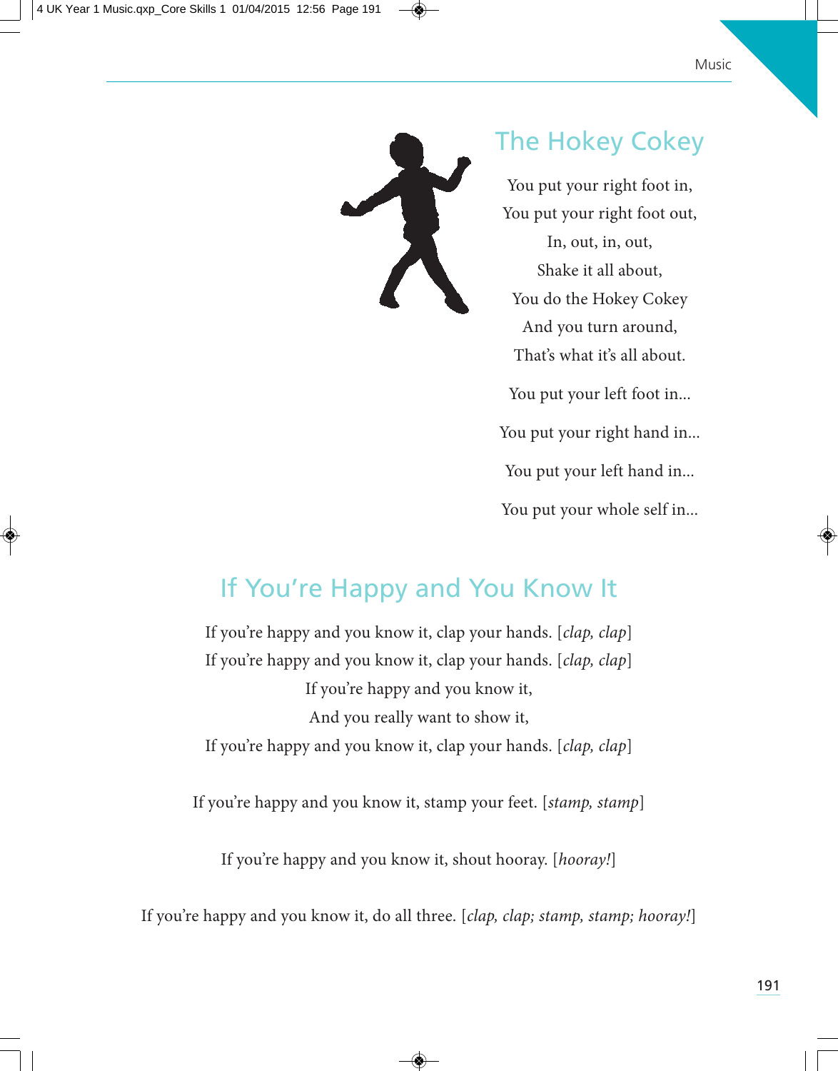## The Hokey Cokey

You put your right foot in,
You put your right foot out,
In, out, in, out,
Shake it all about,
You do the Hokey Cokey
And you turn around,
That's what it's all about.

You put your left foot in...

You put your right hand in...

You put your left hand in...

You put your whole self in...

## If You're Happy and You Know It

If you're happy and you know it, clap your hands. [*clap, clap*]
If you're happy and you know it, clap your hands. [*clap, clap*]
If you're happy and you know it,
And you really want to show it,
If you're happy and you know it, clap your hands. [*clap, clap*]

If you're happy and you know it, stamp your feet. [*stamp, stamp*]

If you're happy and you know it, shout hooray. [*hooray!*]

If you're happy and you know it, do all three. [*clap, clap; stamp, stamp; hooray!*]